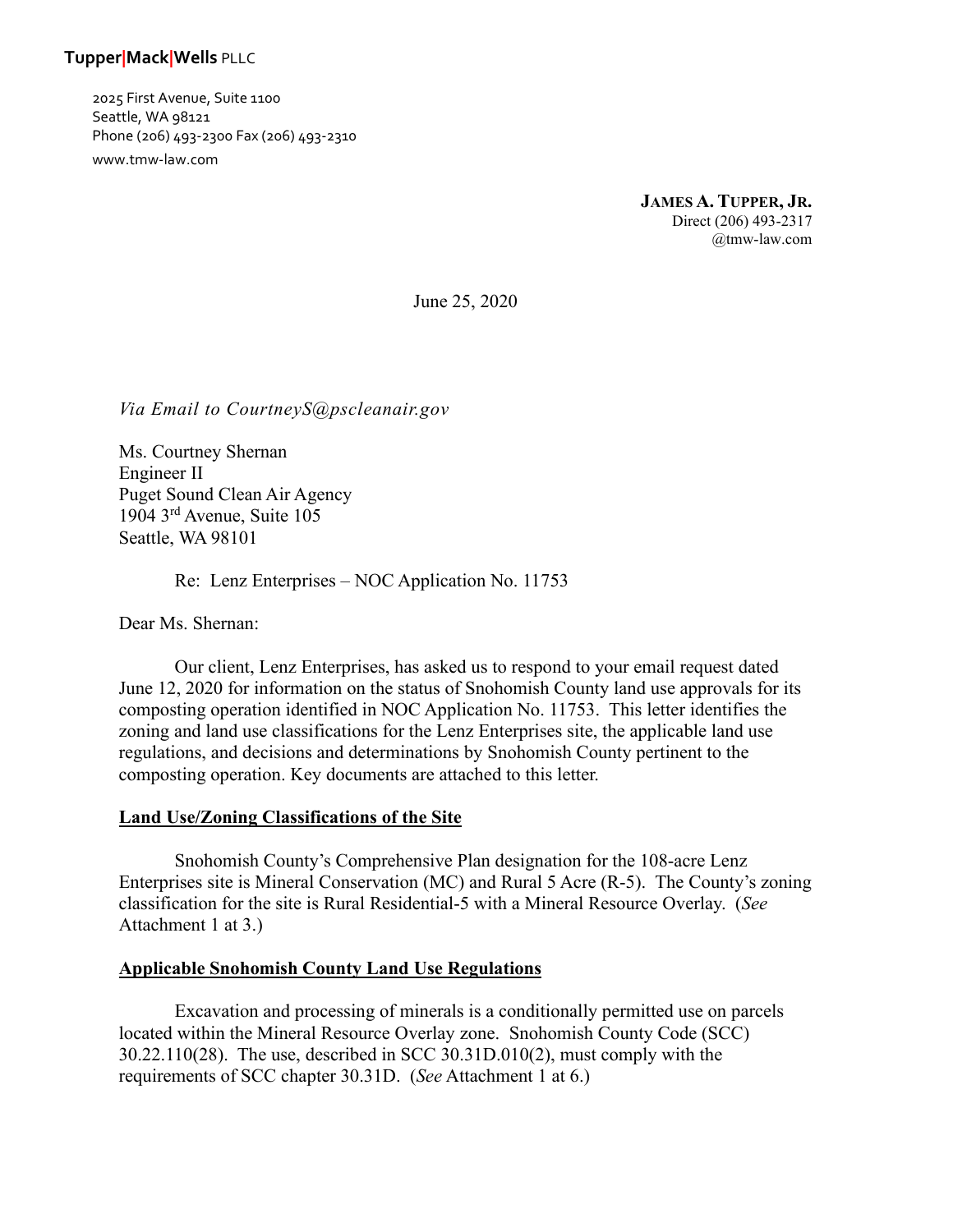**Tupper|Mack|Wells** PLLC

2025 First Avenue, Suite 1100
Seattle, WA 98121
Phone (206) 493-2300 Fax (206) 493-2310
www.tmw-law.com

**JAMES A. TUPPER, JR.**
Direct (206) 493-2317
@tmw-law.com

June 25, 2020

*Via Email to CourtneyS@pscleanair.gov*

Ms. Courtney Shernan
Engineer II
Puget Sound Clean Air Agency
1904 3rd Avenue, Suite 105
Seattle, WA 98101

Re: Lenz Enterprises – NOC Application No. 11753

Dear Ms. Shernan:

Our client, Lenz Enterprises, has asked us to respond to your email request dated June 12, 2020 for information on the status of Snohomish County land use approvals for its composting operation identified in NOC Application No. 11753. This letter identifies the zoning and land use classifications for the Lenz Enterprises site, the applicable land use regulations, and decisions and determinations by Snohomish County pertinent to the composting operation. Key documents are attached to this letter.

**Land Use/Zoning Classifications of the Site**

Snohomish County's Comprehensive Plan designation for the 108-acre Lenz Enterprises site is Mineral Conservation (MC) and Rural 5 Acre (R-5). The County's zoning classification for the site is Rural Residential-5 with a Mineral Resource Overlay. (*See* Attachment 1 at 3.)

**Applicable Snohomish County Land Use Regulations**

Excavation and processing of minerals is a conditionally permitted use on parcels located within the Mineral Resource Overlay zone. Snohomish County Code (SCC) 30.22.110(28). The use, described in SCC 30.31D.010(2), must comply with the requirements of SCC chapter 30.31D. (*See* Attachment 1 at 6.)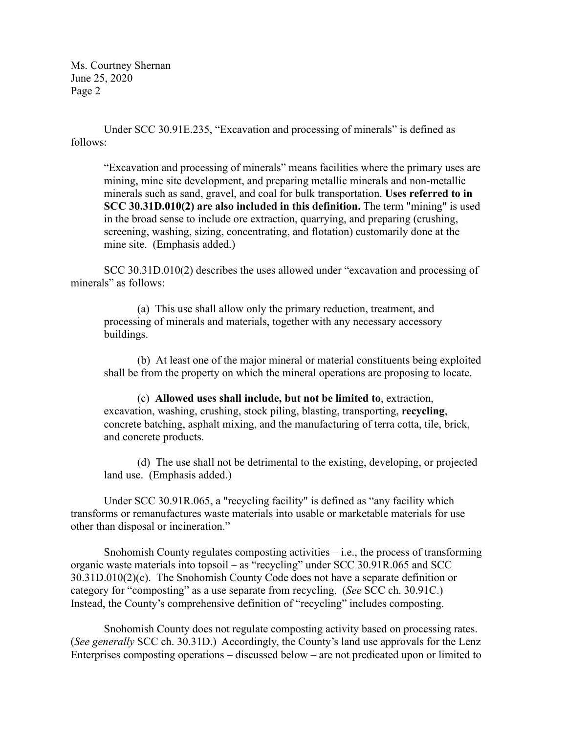Under SCC 30.91E.235, "Excavation and processing of minerals" is defined as follows:

> "Excavation and processing of minerals" means facilities where the primary uses are mining, mine site development, and preparing metallic minerals and non-metallic minerals such as sand, gravel, and coal for bulk transportation. **Uses referred to in SCC 30.31D.010(2) are also included in this definition.** The term "mining" is used in the broad sense to include ore extraction, quarrying, and preparing (crushing, screening, washing, sizing, concentrating, and flotation) customarily done at the mine site. (Emphasis added.)

SCC 30.31D.010(2) describes the uses allowed under "excavation and processing of minerals" as follows:

> (a) This use shall allow only the primary reduction, treatment, and processing of minerals and materials, together with any necessary accessory buildings.
>
> (b) At least one of the major mineral or material constituents being exploited shall be from the property on which the mineral operations are proposing to locate.
>
> (c) **Allowed uses shall include, but not be limited to**, extraction, excavation, washing, crushing, stock piling, blasting, transporting, **recycling**, concrete batching, asphalt mixing, and the manufacturing of terra cotta, tile, brick, and concrete products.
>
> (d) The use shall not be detrimental to the existing, developing, or projected land use. (Emphasis added.)

Under SCC 30.91R.065, a "recycling facility" is defined as "any facility which transforms or remanufactures waste materials into usable or marketable materials for use other than disposal or incineration."

Snohomish County regulates composting activities – i.e., the process of transforming organic waste materials into topsoil – as "recycling" under SCC 30.91R.065 and SCC 30.31D.010(2)(c). The Snohomish County Code does not have a separate definition or category for "composting" as a use separate from recycling. (*See* SCC ch. 30.91C.) Instead, the County's comprehensive definition of "recycling" includes composting.

Snohomish County does not regulate composting activity based on processing rates. (*See generally* SCC ch. 30.31D.) Accordingly, the County's land use approvals for the Lenz Enterprises composting operations – discussed below – are not predicated upon or limited to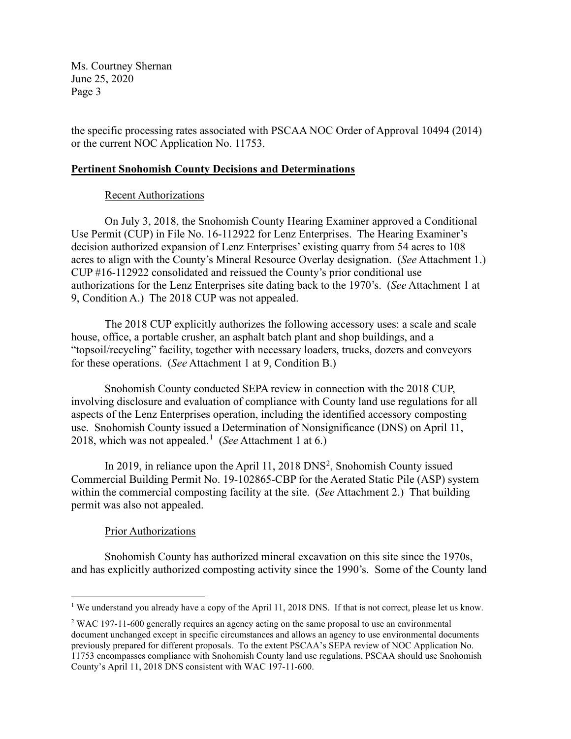the specific processing rates associated with PSCAA NOC Order of Approval 10494 (2014) or the current NOC Application No. 11753.

**Pertinent Snohomish County Decisions and Determinations**

Recent Authorizations

On July 3, 2018, the Snohomish County Hearing Examiner approved a Conditional Use Permit (CUP) in File No. 16-112922 for Lenz Enterprises. The Hearing Examiner's decision authorized expansion of Lenz Enterprises' existing quarry from 54 acres to 108 acres to align with the County's Mineral Resource Overlay designation. (*See* Attachment 1.) CUP #16-112922 consolidated and reissued the County's prior conditional use authorizations for the Lenz Enterprises site dating back to the 1970's. (*See* Attachment 1 at 9, Condition A.) The 2018 CUP was not appealed.

The 2018 CUP explicitly authorizes the following accessory uses: a scale and scale house, office, a portable crusher, an asphalt batch plant and shop buildings, and a "topsoil/recycling" facility, together with necessary loaders, trucks, dozers and conveyors for these operations. (*See* Attachment 1 at 9, Condition B.)

Snohomish County conducted SEPA review in connection with the 2018 CUP, involving disclosure and evaluation of compliance with County land use regulations for all aspects of the Lenz Enterprises operation, including the identified accessory composting use. Snohomish County issued a Determination of Nonsignificance (DNS) on April 11, 2018, which was not appealed.[1] (*See* Attachment 1 at 6.)

In 2019, in reliance upon the April 11, 2018 DNS[2], Snohomish County issued Commercial Building Permit No. 19-102865-CBP for the Aerated Static Pile (ASP) system within the commercial composting facility at the site. (*See* Attachment 2.) That building permit was also not appealed.

Prior Authorizations

Snohomish County has authorized mineral excavation on this site since the 1970s, and has explicitly authorized composting activity since the 1990's. Some of the County land

---

[1] We understand you already have a copy of the April 11, 2018 DNS. If that is not correct, please let us know.

[2] WAC 197-11-600 generally requires an agency acting on the same proposal to use an environmental document unchanged except in specific circumstances and allows an agency to use environmental documents previously prepared for different proposals. To the extent PSCAA's SEPA review of NOC Application No. 11753 encompasses compliance with Snohomish County land use regulations, PSCAA should use Snohomish County's April 11, 2018 DNS consistent with WAC 197-11-600.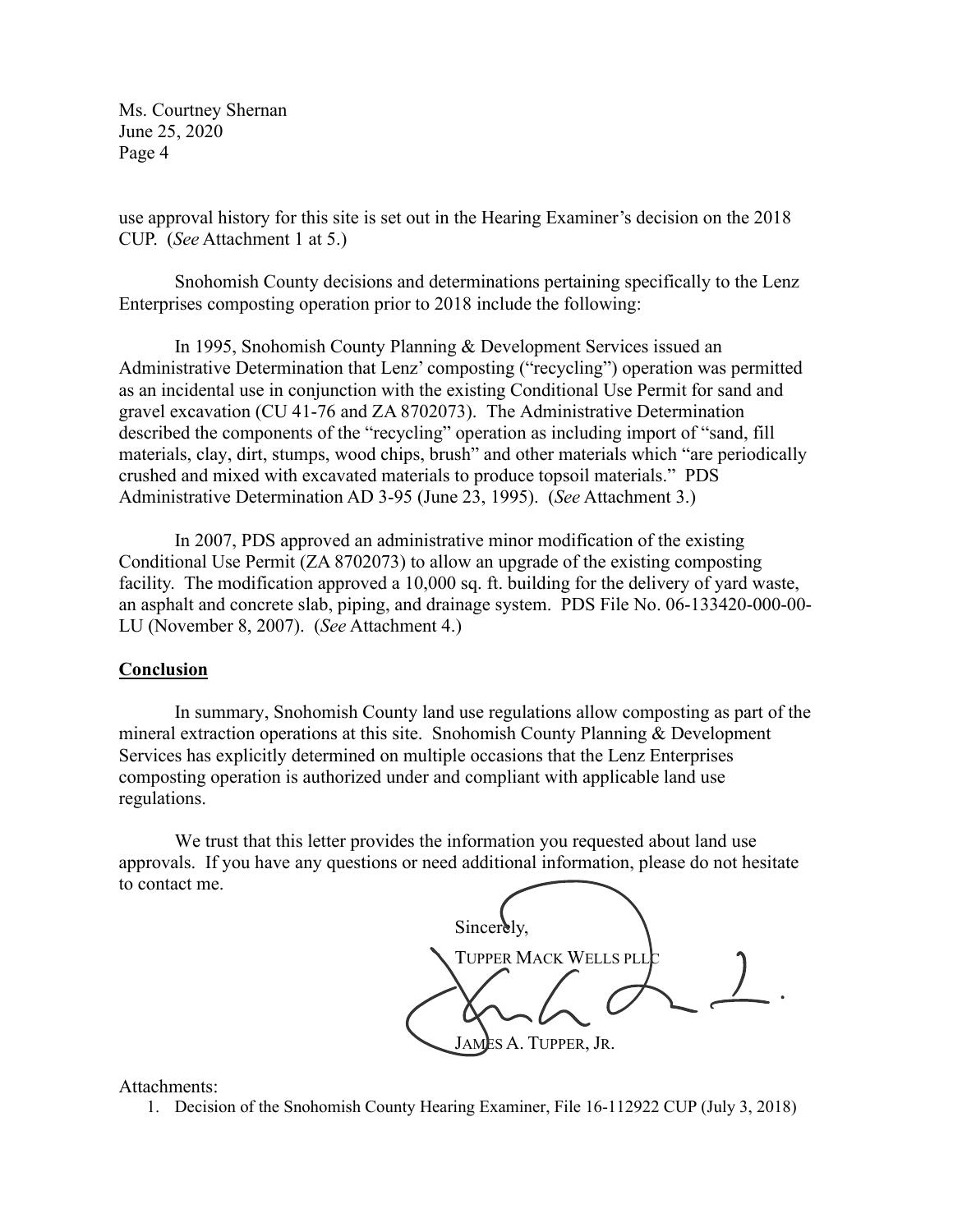use approval history for this site is set out in the Hearing Examiner's decision on the 2018 CUP. (*See* Attachment 1 at 5.)

Snohomish County decisions and determinations pertaining specifically to the Lenz Enterprises composting operation prior to 2018 include the following:

In 1995, Snohomish County Planning & Development Services issued an Administrative Determination that Lenz' composting ("recycling") operation was permitted as an incidental use in conjunction with the existing Conditional Use Permit for sand and gravel excavation (CU 41-76 and ZA 8702073). The Administrative Determination described the components of the "recycling" operation as including import of "sand, fill materials, clay, dirt, stumps, wood chips, brush" and other materials which "are periodically crushed and mixed with excavated materials to produce topsoil materials." PDS Administrative Determination AD 3-95 (June 23, 1995). (*See* Attachment 3.)

In 2007, PDS approved an administrative minor modification of the existing Conditional Use Permit (ZA 8702073) to allow an upgrade of the existing composting facility. The modification approved a 10,000 sq. ft. building for the delivery of yard waste, an asphalt and concrete slab, piping, and drainage system. PDS File No. 06-133420-000-00-LU (November 8, 2007). (*See* Attachment 4.)

## Conclusion

In summary, Snohomish County land use regulations allow composting as part of the mineral extraction operations at this site. Snohomish County Planning & Development Services has explicitly determined on multiple occasions that the Lenz Enterprises composting operation is authorized under and compliant with applicable land use regulations.

We trust that this letter provides the information you requested about land use approvals. If you have any questions or need additional information, please do not hesitate to contact me.

Sincerely,

TUPPER MACK WELLS PLLC

JAMES A. TUPPER, JR.

Attachments:

1. Decision of the Snohomish County Hearing Examiner, File 16-112922 CUP (July 3, 2018)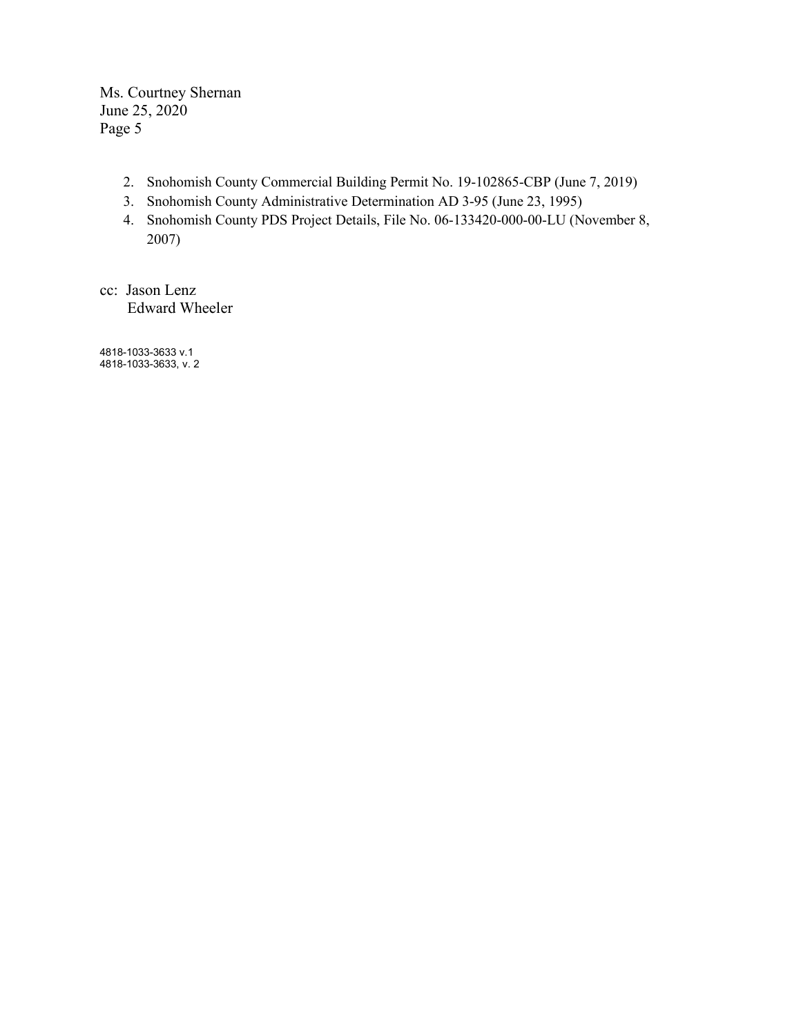2. Snohomish County Commercial Building Permit No. 19-102865-CBP (June 7, 2019)
3. Snohomish County Administrative Determination AD 3-95 (June 23, 1995)
4. Snohomish County PDS Project Details, File No. 06-133420-000-00-LU (November 8, 2007)

cc: Jason Lenz
Edward Wheeler

4818-1033-3633 v.1
4818-1033-3633, v. 2